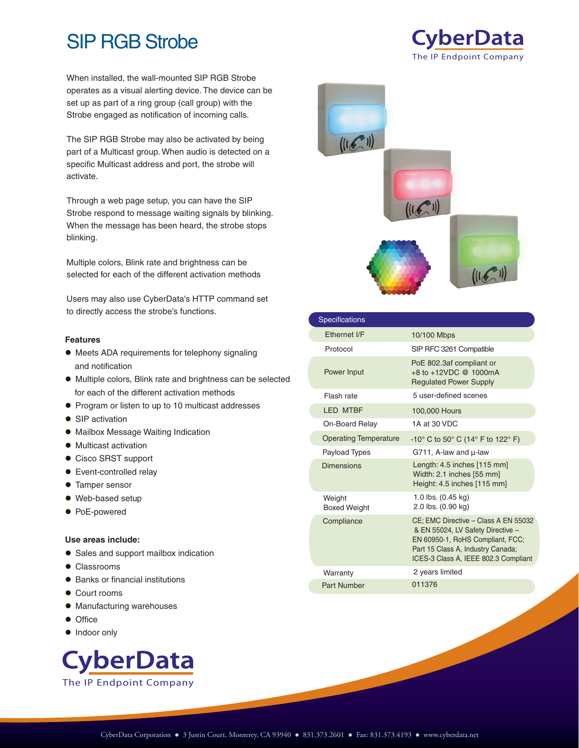# SIP RGB Strobe

CyberData
The IP Endpoint Company

When installed, the wall-mounted SIP RGB Strobe operates as a visual alerting device. The device can be set up as part of a ring group (call group) with the Strobe engaged as notification of incoming calls.

The SIP RGB Strobe may also be activated by being part of a Multicast group. When audio is detected on a specific Multicast address and port, the strobe will activate.

Through a web page setup, you can have the SIP Strobe respond to message waiting signals by blinking. When the message has been heard, the strobe stops blinking.

Multiple colors, Blink rate and brightness can be selected for each of the different activation methods

Users may also use CyberData's HTTP command set to directly access the strobe's functions.

### Features

- Meets ADA requirements for telephony signaling and notification
- Multiple colors, Blink rate and brightness can be selected for each of the different activation methods
- Program or listen to up to 10 multicast addresses
- SIP activation
- Mailbox Message Waiting Indication
- Multicast activation
- Cisco SRST support
- Event-controlled relay
- Tamper sensor
- Web-based setup
- PoE-powered

### Use areas include:

- Sales and support mailbox indication
- Classrooms
- Banks or financial institutions
- Court rooms
- Manufacturing warehouses
- Office
- Indoor only

| Specifications | |
|---|---|
| Ethernet I/F | 10/100 Mbps |
| Protocol | SIP RFC 3261 Compatible |
| Power Input | PoE 802.3af compliant or +8 to +12VDC @ 1000mA Regulated Power Supply |
| Flash rate | 5 user-defined scenes |
| LED MTBF | 100,000 Hours |
| On-Board Relay | 1A at 30 VDC |
| Operating Temperature | -10° C to 50° C (14° F to 122° F) |
| Payload Types | G711, A-law and µ-law |
| Dimensions | Length: 4.5 inches [115 mm]<br>Width: 2.1 inches [55 mm]<br>Height: 4.5 inches [115 mm] |
| Weight<br>Boxed Weight | 1.0 lbs. (0.45 kg)<br>2.0 lbs. (0.90 kg) |
| Compliance | CE; EMC Directive – Class A EN 55032 & EN 55024, LV Safety Directive – EN 60950-1, RoHS Compliant, FCC; Part 15 Class A, Industry Canada; ICES-3 Class A, IEEE 802.3 Compliant |
| Warranty | 2 years limited |
| Part Number | 011376 |

CyberData
The IP Endpoint Company

CyberData Corporation ● 3 Justin Court, Monterey, CA 93940 ● 831.373.2601 ● Fax: 831.373.4193 ● www.cyberdata.net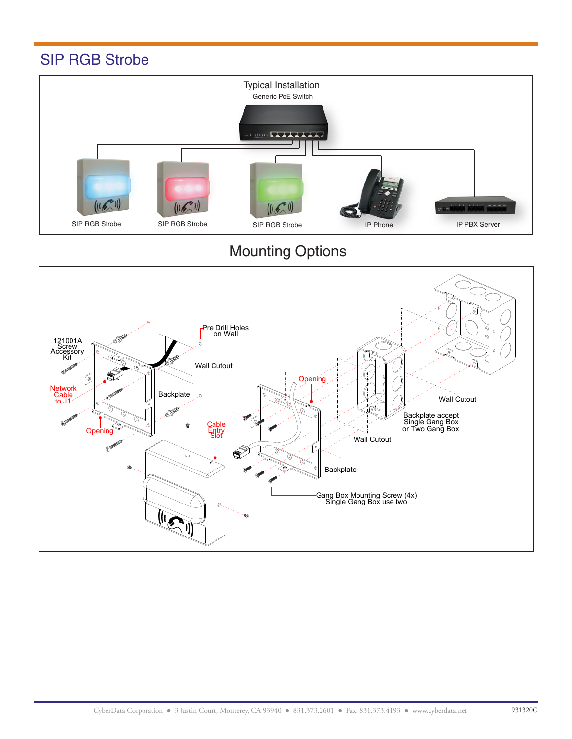# SIP RGB Strobe

Typical Installation

Generic PoE Switch

SIP RGB Strobe

SIP RGB Strobe

SIP RGB Strobe

IP Phone

IP PBX Server

## Mounting Options

121001A Screw Accessory Kit

Network Cable to J1

Opening

Pre Drill Holes on Wall

Wall Cutout

Backplate

Cable Entry Slot

Opening

Backplate

Wall Cutout

Gang Box Mounting Screw (4x)
Single Gang Box use two

Backplate accept Single Gang Box or Two Gang Box

Wall Cutout

CyberData Corporation • 3 Justin Court, Monterey, CA 93940 • 831.373.2601 • Fax: 831.373.4193 • www.cyberdata.net

931320C